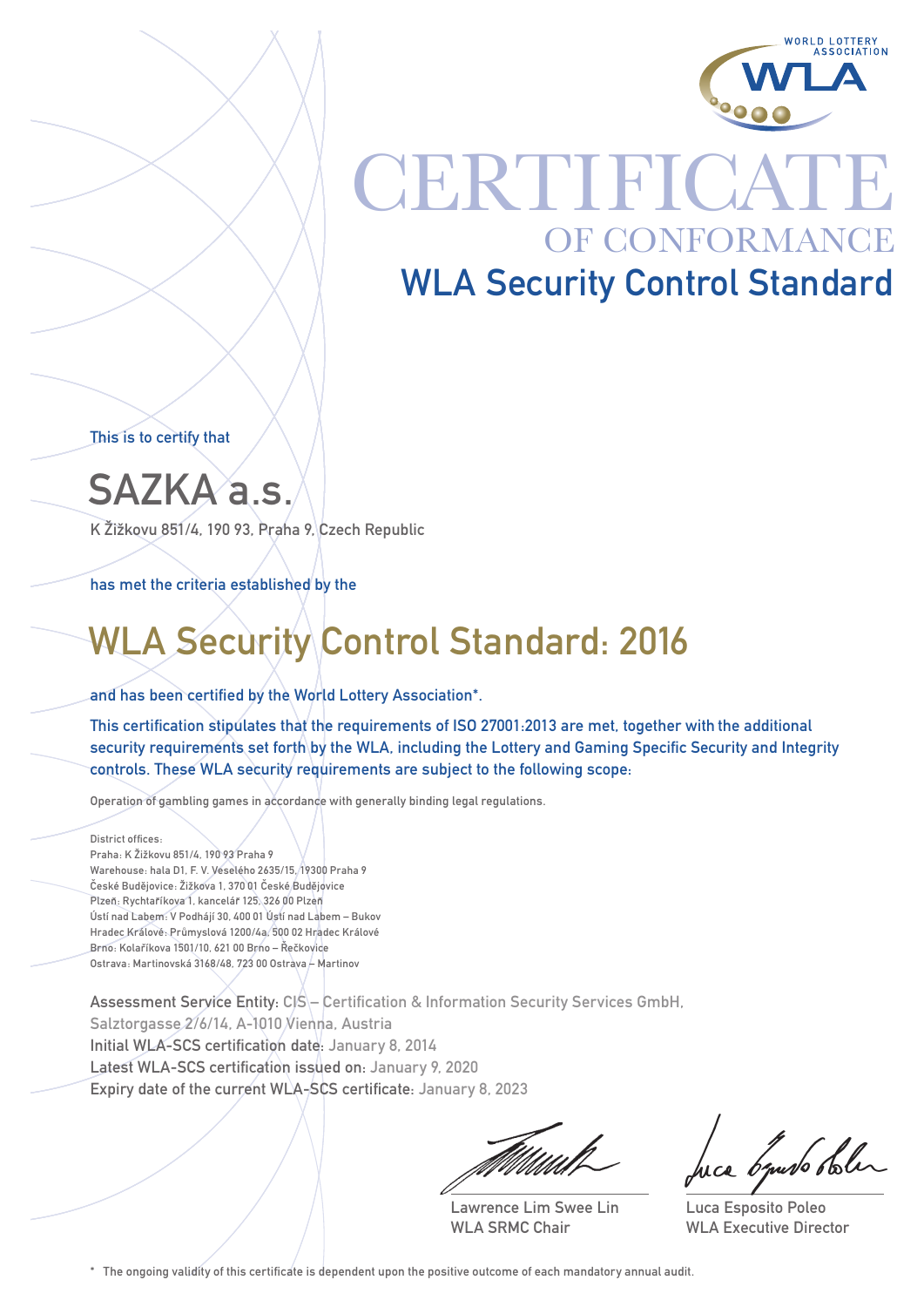WORLD LOTTERY ASSOCIATION

WLA

# CERTIFICATE

## OF CONFORMANCE

## WLA Security Control Standard

This is to certify that

# SAZKA a.s.

K Žižkovu 851/4, 190 93, Praha 9, Czech Republic

has met the criteria established by the

## WLA Security Control Standard: 2016

and has been certified by the World Lottery Association*.

This certification stipulates that the requirements of ISO 27001:2013 are met, together with the additional security requirements set forth by the WLA, including the Lottery and Gaming Specific Security and Integrity controls. These WLA security requirements are subject to the following scope:

Operation of gambling games in accordance with generally binding legal regulations.

District offices:
Praha: K Žižkovu 851/4, 190 93 Praha 9
Warehouse: hala D1, F. V. Veselého 2635/15, 19300 Praha 9
České Budějovice: Žižkova 1, 370 01 České Budějovice
Plzeň: Rychtaříkova 1, kancelář 125, 326 00 Plzeň
Ústí nad Labem: V Podhájí 30, 400 01 Ústí nad Labem – Bukov
Hradec Králové: Průmyslová 1200/4a, 500 02 Hradec Králové
Brno: Kolaříkova 1501/10, 621 00 Brno – Řečkovice
Ostrava: Martinovská 3168/48, 723 00 Ostrava – Martinov

Assessment Service Entity: CIS – Certification & Information Security Services GmbH, Salztorgasse 2/6/14, A-1010 Vienna, Austria
Initial WLA-SCS certification date: January 8, 2014
Latest WLA-SCS certification issued on: January 9, 2020
Expiry date of the current WLA-SCS certificate: January 8, 2023

Lawrence Lim Swee Lin
WLA SRMC Chair

Luca Esposito Poleo
WLA Executive Director

\* The ongoing validity of this certificate is dependent upon the positive outcome of each mandatory annual audit.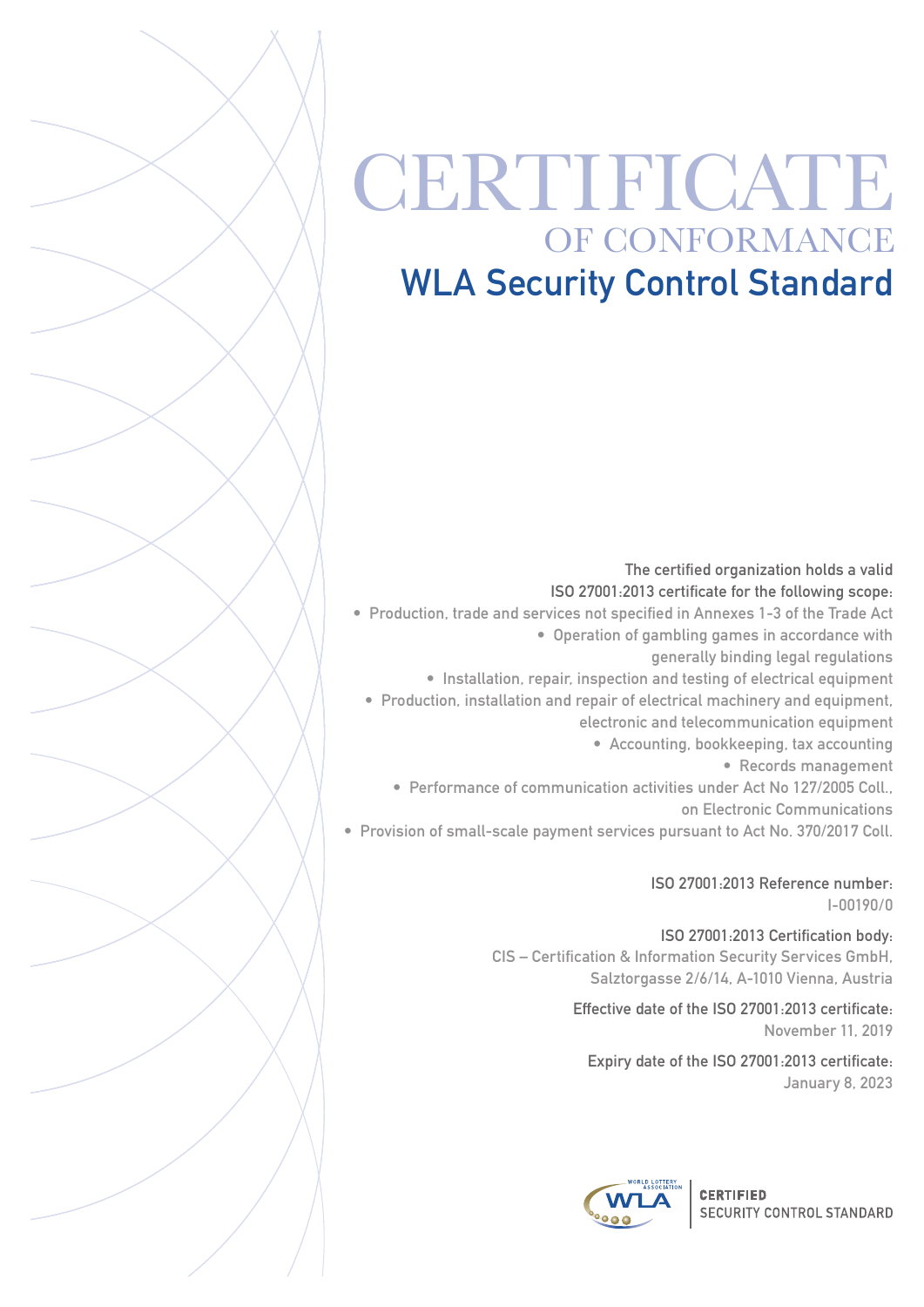# CERTIFICATE

## OF CONFORMANCE

## WLA Security Control Standard

The certified organization holds a valid ISO 27001:2013 certificate for the following scope:

- Production, trade and services not specified in Annexes 1-3 of the Trade Act
- Operation of gambling games in accordance with generally binding legal regulations
- Installation, repair, inspection and testing of electrical equipment
- Production, installation and repair of electrical machinery and equipment, electronic and telecommunication equipment
- Accounting, bookkeeping, tax accounting
- Records management
- Performance of communication activities under Act No 127/2005 Coll., on Electronic Communications
- Provision of small-scale payment services pursuant to Act No. 370/2017 Coll.

ISO 27001:2013 Reference number:
I-00190/0

ISO 27001:2013 Certification body:
CIS – Certification & Information Security Services GmbH,
Salztorgasse 2/6/14, A-1010 Vienna, Austria

Effective date of the ISO 27001:2013 certificate:
November 11, 2019

Expiry date of the ISO 27001:2013 certificate:
January 8, 2023

WORLD LOTTERY ASSOCIATION WLA

CERTIFIED
SECURITY CONTROL STANDARD